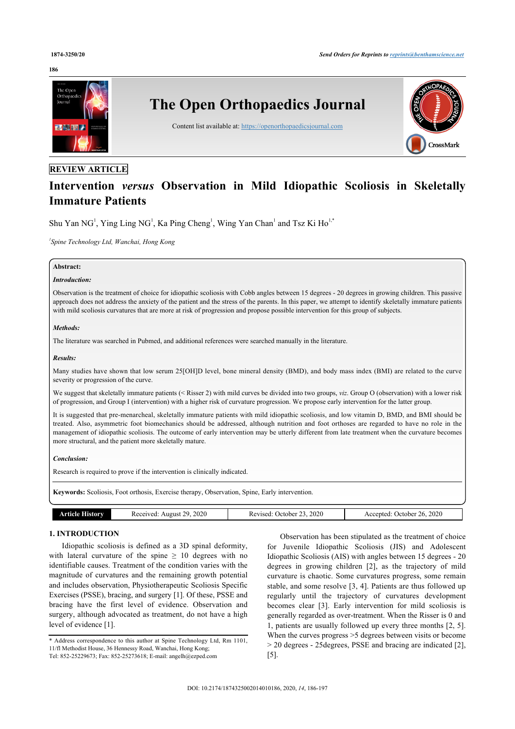REVIEW ARTICLE

# Intervention *versus* Observation in Mild Idiopathic Scoliosis in Skeletally Immature Patients

Shu Yan NG[1], Ying Ling NG[1], Ka Ping Cheng[1], Wing Yan Chan[1] and Tsz Ki Ho[1,*]

[1]*Spine Technology Ltd, Wanchai, Hong Kong*

**Abstract:**

***Introduction:***

Observation is the treatment of choice for idiopathic scoliosis with Cobb angles between 15 degrees - 20 degrees in growing children. This passive approach does not address the anxiety of the patient and the stress of the parents. In this paper, we attempt to identify skeletally immature patients with mild scoliosis curvatures that are more at risk of progression and propose possible intervention for this group of subjects.

***Methods:***

The literature was searched in Pubmed, and additional references were searched manually in the literature.

***Results:***

Many studies have shown that low serum 25[OH]D level, bone mineral density (BMD), and body mass index (BMI) are related to the curve severity or progression of the curve.

We suggest that skeletally immature patients (< Risser 2) with mild curves be divided into two groups, *viz*. Group O (observation) with a lower risk of progression, and Group I (intervention) with a higher risk of curvature progression. We propose early intervention for the latter group.

It is suggested that pre-menarcheal, skeletally immature patients with mild idiopathic scoliosis, and low vitamin D, BMD, and BMI should be treated. Also, asymmetric foot biomechanics should be addressed, although nutrition and foot orthoses are regarded to have no role in the management of idiopathic scoliosis. The outcome of early intervention may be utterly different from late treatment when the curvature becomes more structural, and the patient more skeletally mature.

***Conclusion:***

Research is required to prove if the intervention is clinically indicated.

**Keywords:** Scoliosis, Foot orthosis, Exercise therapy, Observation, Spine, Early intervention.

| Article History | Received: August 29, 2020 | Revised: October 23, 2020 | Accepted: October 26, 2020 |
|---|---|---|---|

## 1. INTRODUCTION

Idiopathic scoliosis is defined as a 3D spinal deformity, with lateral curvature of the spine ≥ 10 degrees with no identifiable causes. Treatment of the condition varies with the magnitude of curvatures and the remaining growth potential and includes observation, Physiotherapeutic Scoliosis Specific Exercises (PSSE), bracing, and surgery [1]. Of these, PSSE and bracing have the first level of evidence. Observation and surgery, although advocated as treatment, do not have a high level of evidence [1].

Observation has been stipulated as the treatment of choice for Juvenile Idiopathic Scoliosis (JIS) and Adolescent Idiopathic Scoliosis (AIS) with angles between 15 degrees - 20 degrees in growing children [2], as the trajectory of mild curvature is chaotic. Some curvatures progress, some remain stable, and some resolve [3, 4]. Patients are thus followed up regularly until the trajectory of curvatures development becomes clear [3]. Early intervention for mild scoliosis is generally regarded as over-treatment. When the Risser is 0 and 1, patients are usually followed up every three months [2, 5]. When the curves progress >5 degrees between visits or become > 20 degrees - 25degrees, PSSE and bracing are indicated [2], [5].

\* Address correspondence to this author at Spine Technology Ltd, Rm 1101, 11/fl Methodist House, 36 Hennessy Road, Wanchai, Hong Kong; Tel: 852-25229673; Fax: 852-25273618; E-mail: angelh@ezped.com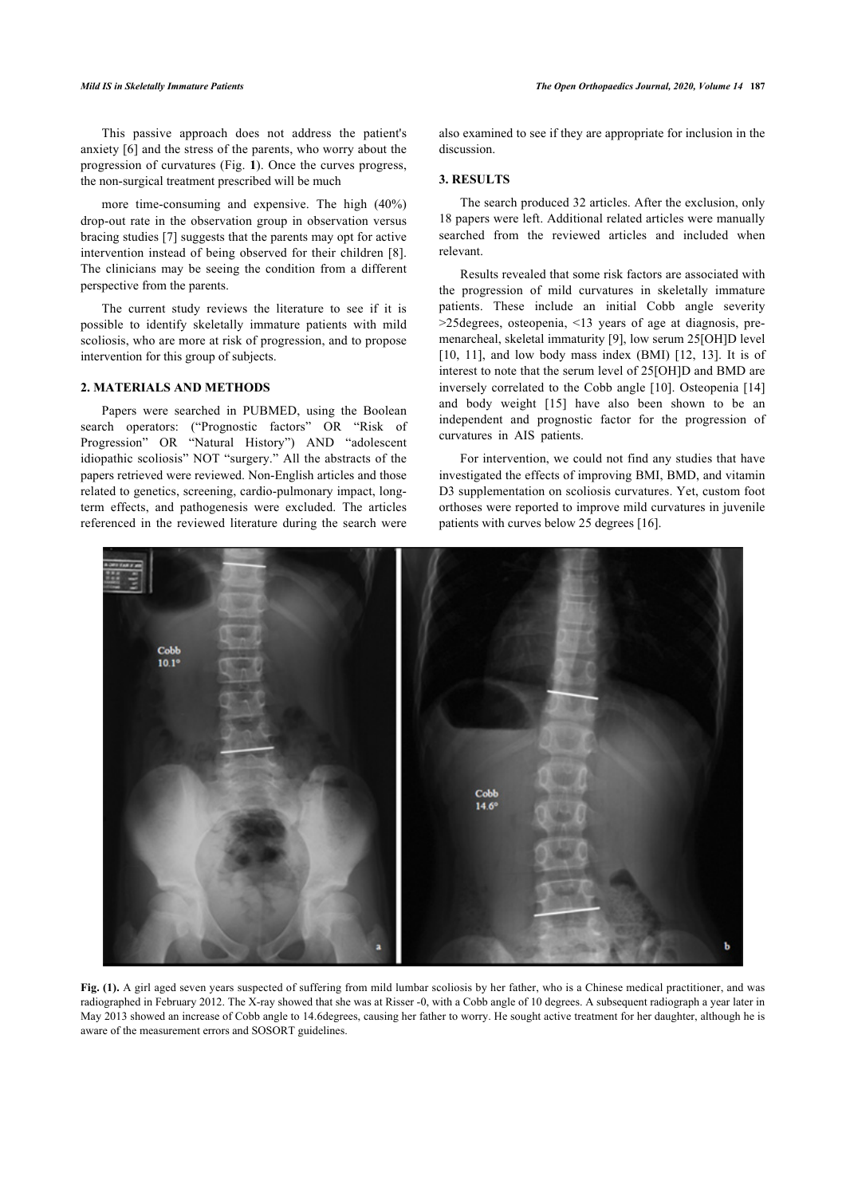This passive approach does not address the patient's anxiety [6] and the stress of the parents, who worry about the progression of curvatures (Fig. **1**). Once the curves progress, the non-surgical treatment prescribed will be much more time-consuming and expensive. The high (40%) drop-out rate in the observation group in observation versus bracing studies [7] suggests that the parents may opt for active intervention instead of being observed for their children [8]. The clinicians may be seeing the condition from a different perspective from the parents.

The current study reviews the literature to see if it is possible to identify skeletally immature patients with mild scoliosis, who are more at risk of progression, and to propose intervention for this group of subjects.

## 2. MATERIALS AND METHODS

Papers were searched in PUBMED, using the Boolean search operators: ("Prognostic factors" OR "Risk of Progression" OR "Natural History") AND "adolescent idiopathic scoliosis" NOT "surgery." All the abstracts of the papers retrieved were reviewed. Non-English articles and those related to genetics, screening, cardio-pulmonary impact, long-term effects, and pathogenesis were excluded. The articles referenced in the reviewed literature during the search were also examined to see if they are appropriate for inclusion in the discussion.

## 3. RESULTS

The search produced 32 articles. After the exclusion, only 18 papers were left. Additional related articles were manually searched from the reviewed articles and included when relevant.

Results revealed that some risk factors are associated with the progression of mild curvatures in skeletally immature patients. These include an initial Cobb angle severity >25degrees, osteopenia, <13 years of age at diagnosis, pre-menarcheal, skeletal immaturity [9], low serum 25[OH]D level [10, 11], and low body mass index (BMI) [12, 13]. It is of interest to note that the serum level of 25[OH]D and BMD are inversely correlated to the Cobb angle [10]. Osteopenia [14] and body weight [15] have also been shown to be an independent and prognostic factor for the progression of curvatures in AIS patients.

For intervention, we could not find any studies that have investigated the effects of improving BMI, BMD, and vitamin D3 supplementation on scoliosis curvatures. Yet, custom foot orthoses were reported to improve mild curvatures in juvenile patients with curves below 25 degrees [16].

**Fig. (1).** A girl aged seven years suspected of suffering from mild lumbar scoliosis by her father, who is a Chinese medical practitioner, and was radiographed in February 2012. The X-ray showed that she was at Risser -0, with a Cobb angle of 10 degrees. A subsequent radiograph a year later in May 2013 showed an increase of Cobb angle to 14.6degrees, causing her father to worry. He sought active treatment for her daughter, although he is aware of the measurement errors and SOSORT guidelines.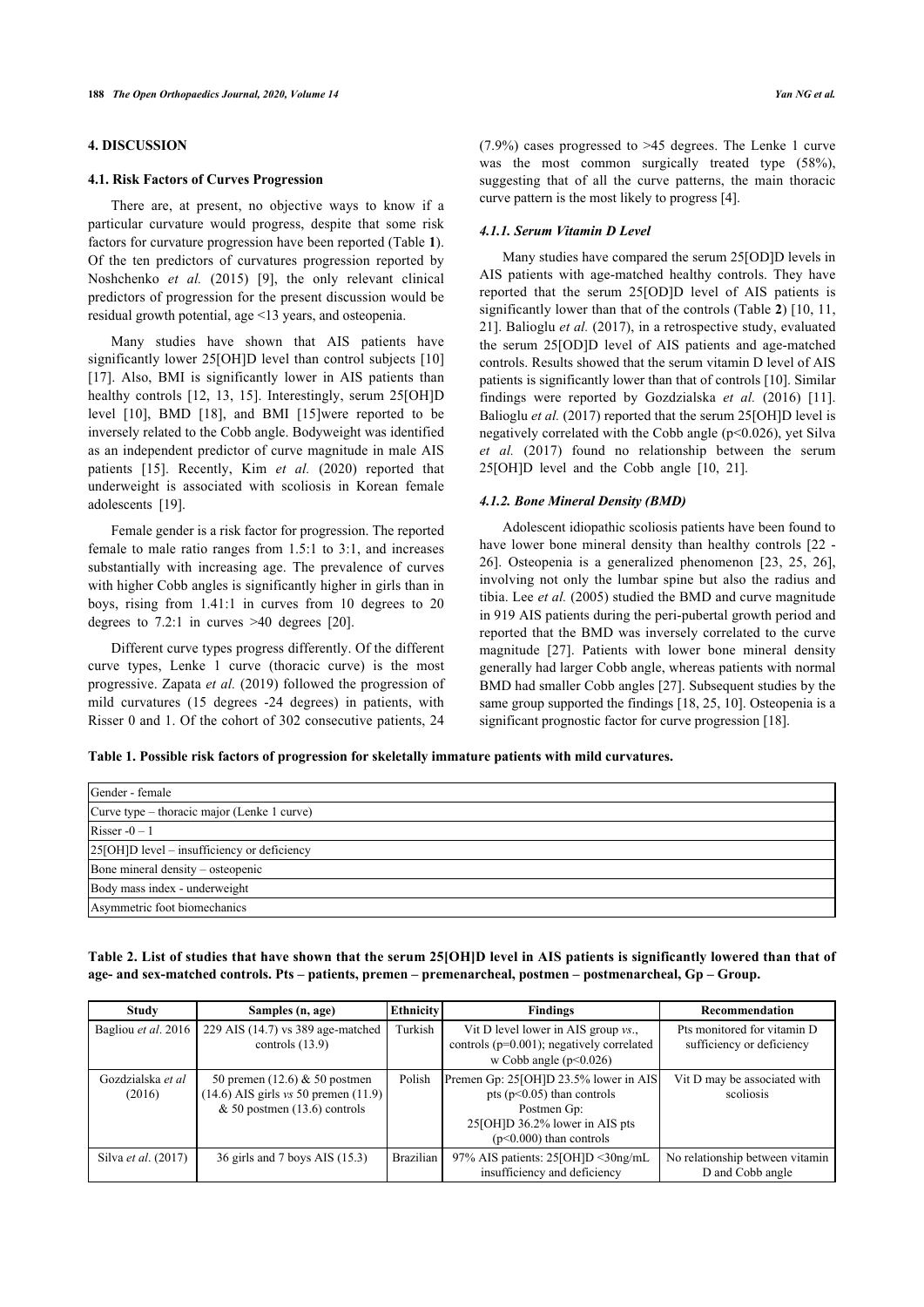## 4. DISCUSSION

### 4.1. Risk Factors of Curves Progression

There are, at present, no objective ways to know if a particular curvature would progress, despite that some risk factors for curvature progression have been reported (Table **1**). Of the ten predictors of curvatures progression reported by Noshchenko *et al.* (2015) [9], the only relevant clinical predictors of progression for the present discussion would be residual growth potential, age <13 years, and osteopenia.

Many studies have shown that AIS patients have significantly lower 25[OH]D level than control subjects [10] [17]. Also, BMI is significantly lower in AIS patients than healthy controls [12, 13, 15]. Interestingly, serum 25[OH]D level [10], BMD [18], and BMI [15]were reported to be inversely related to the Cobb angle. Bodyweight was identified as an independent predictor of curve magnitude in male AIS patients [15]. Recently, Kim *et al.* (2020) reported that underweight is associated with scoliosis in Korean female adolescents [19].

Female gender is a risk factor for progression. The reported female to male ratio ranges from 1.5:1 to 3:1, and increases substantially with increasing age. The prevalence of curves with higher Cobb angles is significantly higher in girls than in boys, rising from 1.41:1 in curves from 10 degrees to 20 degrees to 7.2:1 in curves >40 degrees [20].

Different curve types progress differently. Of the different curve types, Lenke 1 curve (thoracic curve) is the most progressive. Zapata *et al.* (2019) followed the progression of mild curvatures (15 degrees -24 degrees) in patients, with Risser 0 and 1. Of the cohort of 302 consecutive patients, 24 (7.9%) cases progressed to >45 degrees. The Lenke 1 curve was the most common surgically treated type (58%), suggesting that of all the curve patterns, the main thoracic curve pattern is the most likely to progress [4].

#### 4.1.1. Serum Vitamin D Level

Many studies have compared the serum 25[OD]D levels in AIS patients with age-matched healthy controls. They have reported that the serum 25[OD]D level of AIS patients is significantly lower than that of the controls (Table **2**) [10, 11, 21]. Balioglu *et al.* (2017), in a retrospective study, evaluated the serum 25[OD]D level of AIS patients and age-matched controls. Results showed that the serum vitamin D level of AIS patients is significantly lower than that of controls [10]. Similar findings were reported by Gozdzialska *et al.* (2016) [11]. Balioglu *et al.* (2017) reported that the serum 25[OH]D level is negatively correlated with the Cobb angle ($p<0.026$), yet Silva *et al.* (2017) found no relationship between the serum 25[OH]D level and the Cobb angle [10, 21].

#### 4.1.2. Bone Mineral Density (BMD)

Adolescent idiopathic scoliosis patients have been found to have lower bone mineral density than healthy controls [22 - 26]. Osteopenia is a generalized phenomenon [23, 25, 26], involving not only the lumbar spine but also the radius and tibia. Lee *et al.* (2005) studied the BMD and curve magnitude in 919 AIS patients during the peri-pubertal growth period and reported that the BMD was inversely correlated to the curve magnitude [27]. Patients with lower bone mineral density generally had larger Cobb angle, whereas patients with normal BMD had smaller Cobb angles [27]. Subsequent studies by the same group supported the findings [18, 25, 10]. Osteopenia is a significant prognostic factor for curve progression [18].

**Table 1. Possible risk factors of progression for skeletally immature patients with mild curvatures.**

| |
|---|
| Gender - female |
| Curve type – thoracic major (Lenke 1 curve) |
| Risser -0 – 1 |
| 25[OH]D level – insufficiency or deficiency |
| Bone mineral density – osteopenic |
| Body mass index - underweight |
| Asymmetric foot biomechanics |

**Table 2. List of studies that have shown that the serum 25[OH]D level in AIS patients is significantly lowered than that of age- and sex-matched controls. Pts – patients, premen – premenarcheal, postmen – postmenarcheal, Gp – Group.**

| Study | Samples (n, age) | Ethnicity | Findings | Recommendation |
|---|---|---|---|---|
| Bagliou *et al*. 2016 | 229 AIS (14.7) vs 389 age-matched controls (13.9) | Turkish | Vit D level lower in AIS group *vs*., controls ($p=0.001$); negatively correlated w Cobb angle ($p<0.026$) | Pts monitored for vitamin D sufficiency or deficiency |
| Gozdzialska *et al* (2016) | 50 premen (12.6) & 50 postmen (14.6) AIS girls *vs* 50 premen (11.9) & 50 postmen (13.6) controls | Polish | Premen Gp: 25[OH]D 23.5% lower in AIS pts ($p<0.05$) than controls Postmen Gp: 25[OH]D 36.2% lower in AIS pts ($p<0.000$) than controls | Vit D may be associated with scoliosis |
| Silva *et al*. (2017) | 36 girls and 7 boys AIS (15.3) | Brazilian | 97% AIS patients: 25[OH]D <30ng/mL insufficiency and deficiency | No relationship between vitamin D and Cobb angle |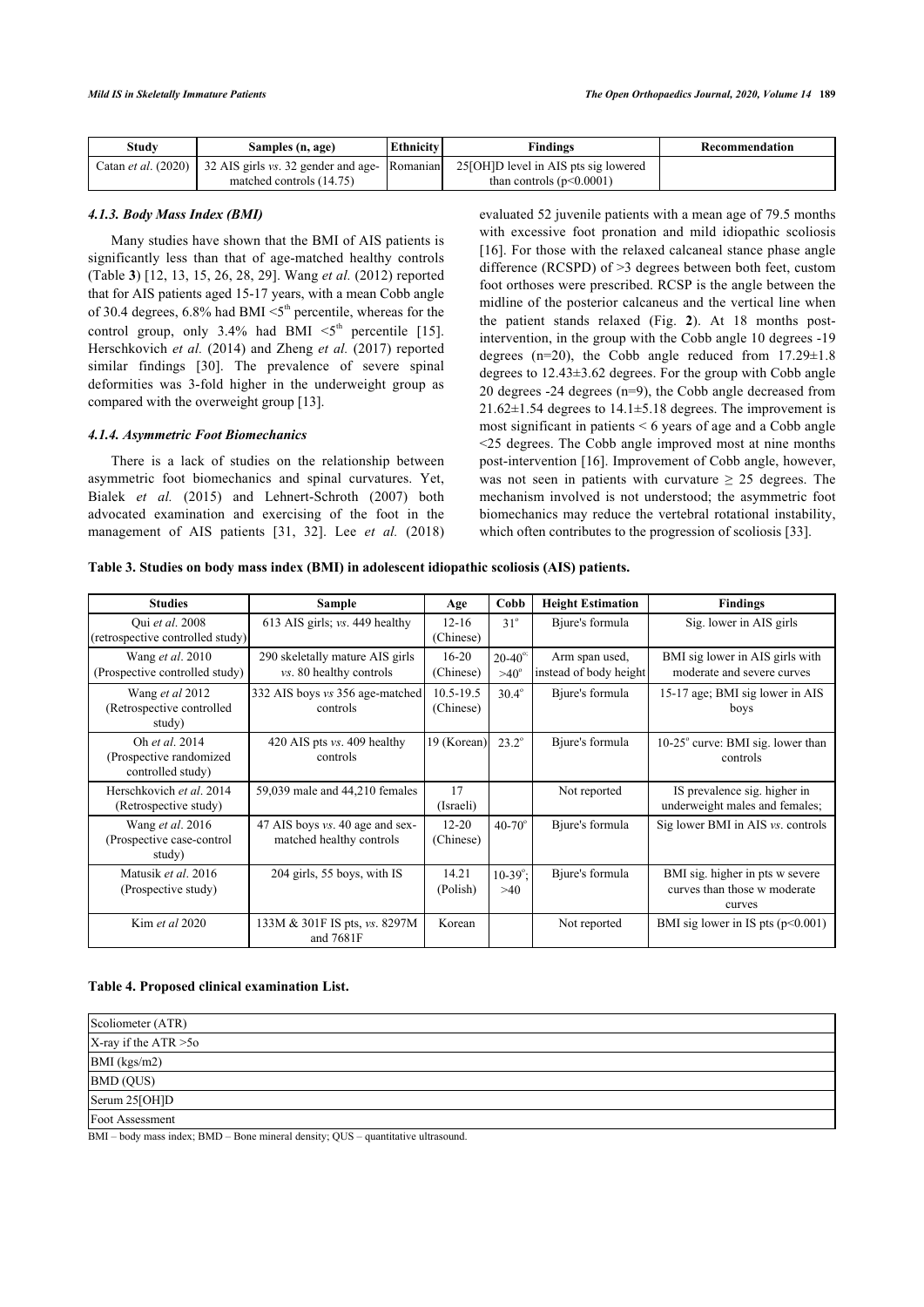| Study | Samples (n, age) | Ethnicity | Findings | Recommendation |
|---|---|---|---|---|
| Catan *et al*. (2020) | 32 AIS girls *vs*. 32 gender and age-matched controls (14.75) | Romanian | 25[OH]D level in AIS pts sig lowered than controls ($p<0.0001$) | |

#### 4.1.3. Body Mass Index (BMI)

Many studies have shown that the BMI of AIS patients is significantly less than that of age-matched healthy controls (Table **3**) [12, 13, 15, 26, 28, 29]. Wang *et al.* (2012) reported that for AIS patients aged 15-17 years, with a mean Cobb angle of 30.4 degrees, 6.8% had BMI <5[th] percentile, whereas for the control group, only 3.4% had BMI <5[th] percentile [15]. Herschkovich *et al.* (2014) and Zheng *et al.* (2017) reported similar findings [30]. The prevalence of severe spinal deformities was 3-fold higher in the underweight group as compared with the overweight group [13].

#### 4.1.4. Asymmetric Foot Biomechanics

There is a lack of studies on the relationship between asymmetric foot biomechanics and spinal curvatures. Yet, Bialek *et al.* (2015) and Lehnert-Schroth (2007) both advocated examination and exercising of the foot in the management of AIS patients [31, 32]. Lee *et al.* (2018) evaluated 52 juvenile patients with a mean age of 79.5 months with excessive foot pronation and mild idiopathic scoliosis [16]. For those with the relaxed calcaneal stance phase angle difference (RCSPD) of >3 degrees between both feet, custom foot orthoses were prescribed. RCSP is the angle between the midline of the posterior calcaneus and the vertical line when the patient stands relaxed (Fig. **2**). At 18 months post-intervention, in the group with the Cobb angle 10 degrees -19 degrees (n=20), the Cobb angle reduced from 17.29±1.8 degrees to 12.43±3.62 degrees. For the group with Cobb angle 20 degrees -24 degrees (n=9), the Cobb angle decreased from 21.62±1.54 degrees to 14.1±5.18 degrees. The improvement is most significant in patients < 6 years of age and a Cobb angle <25 degrees. The Cobb angle improved most at nine months post-intervention [16]. Improvement of Cobb angle, however, was not seen in patients with curvature ≥ 25 degrees. The mechanism involved is not understood; the asymmetric foot biomechanics may reduce the vertebral rotational instability, which often contributes to the progression of scoliosis [33].

**Table 3. Studies on body mass index (BMI) in adolescent idiopathic scoliosis (AIS) patients.**

| Studies | Sample | Age | Cobb | Height Estimation | Findings |
|---|---|---|---|---|---|
| Qui *et al*. 2008 (retrospective controlled study) | 613 AIS girls; *vs*. 449 healthy | 12-16 (Chinese) | 31° | Bjure's formula | Sig. lower in AIS girls |
| Wang *et al*. 2010 (Prospective controlled study) | 290 skeletally mature AIS girls *vs*. 80 healthy controls | 16-20 (Chinese) | 20-40°; >40° | Arm span used, instead of body height | BMI sig lower in AIS girls with moderate and severe curves |
| Wang *et al* 2012 (Retrospective controlled study) | 332 AIS boys *vs* 356 age-matched controls | 10.5-19.5 (Chinese) | 30.4° | Bjure's formula | 15-17 age; BMI sig lower in AIS boys |
| Oh *et al*. 2014 (Prospective randomized controlled study) | 420 AIS pts *vs*. 409 healthy controls | 19 (Korean) | 23.2° | Bjure's formula | 10-25° curve: BMI sig. lower than controls |
| Herschkovich *et al*. 2014 (Retrospective study) | 59,039 male and 44,210 females | 17 (Israeli) | | Not reported | IS prevalence sig. higher in underweight males and females; |
| Wang *et al*. 2016 (Prospective case-control study) | 47 AIS boys *vs*. 40 age and sex-matched healthy controls | 12-20 (Chinese) | 40-70° | Bjure's formula | Sig lower BMI in AIS *vs*. controls |
| Matusik *et al*. 2016 (Prospective study) | 204 girls, 55 boys, with IS | 14.21 (Polish) | 10-39°; >40 | Bjure's formula | BMI sig. higher in pts w severe curves than those w moderate curves |
| Kim *et al* 2020 | 133M & 301F IS pts, *vs*. 8297M and 7681F | Korean | | Not reported | BMI sig lower in IS pts ($p<0.001$) |

**Table 4. Proposed clinical examination List.**

| |
|---|
| Scoliometer (ATR) |
| X-ray if the ATR >5o |
| BMI (kgs/m2) |
| BMD (QUS) |
| Serum 25[OH]D |
| Foot Assessment |

BMI – body mass index; BMD – Bone mineral density; QUS – quantitative ultrasound.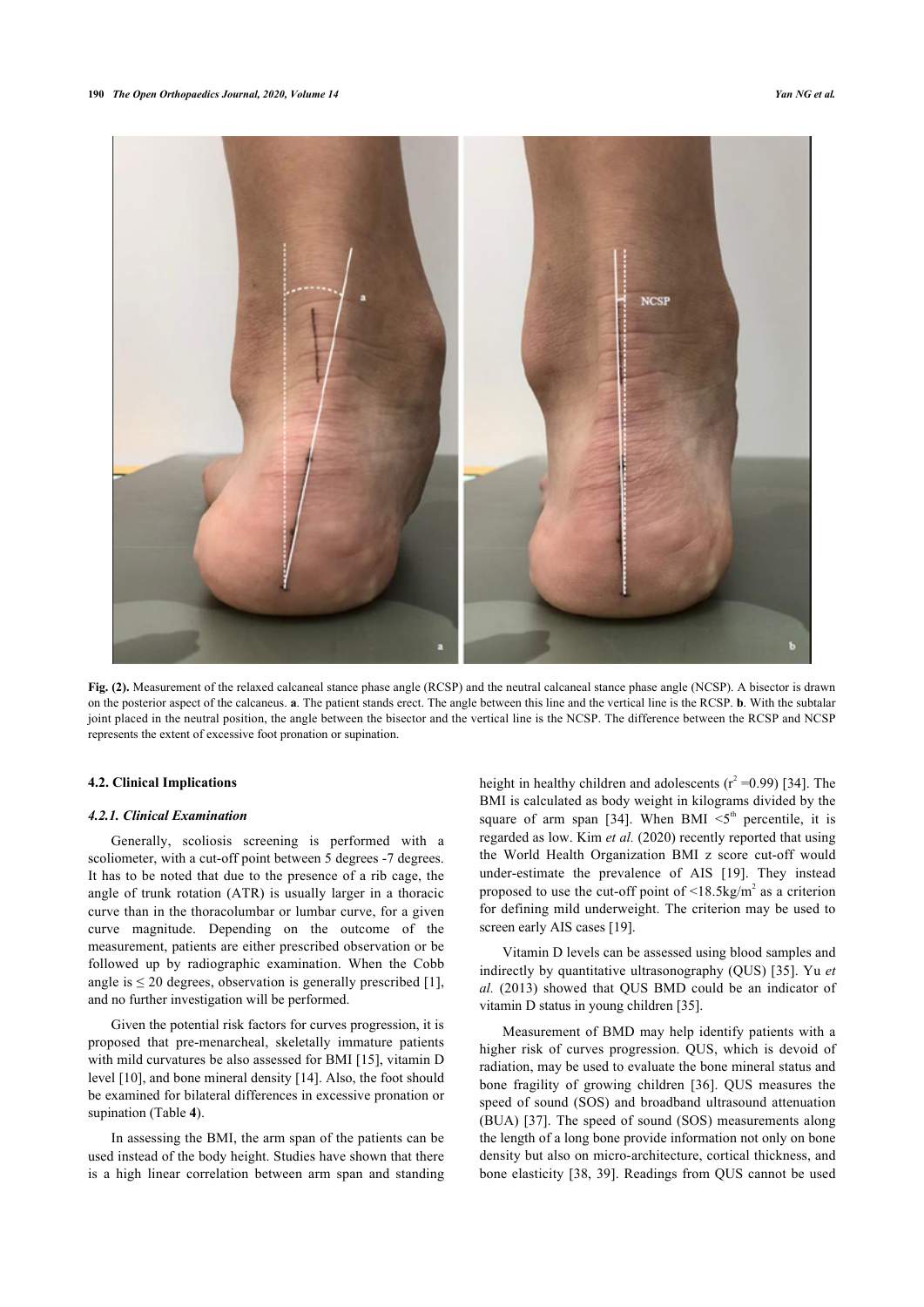**Fig. (2).** Measurement of the relaxed calcaneal stance phase angle (RCSP) and the neutral calcaneal stance phase angle (NCSP). A bisector is drawn on the posterior aspect of the calcaneus. **a**. The patient stands erect. The angle between this line and the vertical line is the RCSP. **b**. With the subtalar joint placed in the neutral position, the angle between the bisector and the vertical line is the NCSP. The difference between the RCSP and NCSP represents the extent of excessive foot pronation or supination.

### 4.2. Clinical Implications

#### *4.2.1. Clinical Examination*

Generally, scoliosis screening is performed with a scoliometer, with a cut-off point between 5 degrees -7 degrees. It has to be noted that due to the presence of a rib cage, the angle of trunk rotation (ATR) is usually larger in a thoracic curve than in the thoracolumbar or lumbar curve, for a given curve magnitude. Depending on the outcome of the measurement, patients are either prescribed observation or be followed up by radiographic examination. When the Cobb angle is ≤ 20 degrees, observation is generally prescribed [1], and no further investigation will be performed.

Given the potential risk factors for curves progression, it is proposed that pre-menarcheal, skeletally immature patients with mild curvatures be also assessed for BMI [15], vitamin D level [10], and bone mineral density [14]. Also, the foot should be examined for bilateral differences in excessive pronation or supination (Table **4**).

In assessing the BMI, the arm span of the patients can be used instead of the body height. Studies have shown that there is a high linear correlation between arm span and standing height in healthy children and adolescents ($r^2$ =0.99) [34]. The BMI is calculated as body weight in kilograms divided by the square of arm span [34]. When BMI <5$^{th}$ percentile, it is regarded as low. Kim *et al.* (2020) recently reported that using the World Health Organization BMI z score cut-off would under-estimate the prevalence of AIS [19]. They instead proposed to use the cut-off point of <18.5kg/m$^2$ as a criterion for defining mild underweight. The criterion may be used to screen early AIS cases [19].

Vitamin D levels can be assessed using blood samples and indirectly by quantitative ultrasonography (QUS) [35]. Yu *et al.* (2013) showed that QUS BMD could be an indicator of vitamin D status in young children [35].

Measurement of BMD may help identify patients with a higher risk of curves progression. QUS, which is devoid of radiation, may be used to evaluate the bone mineral status and bone fragility of growing children [36]. QUS measures the speed of sound (SOS) and broadband ultrasound attenuation (BUA) [37]. The speed of sound (SOS) measurements along the length of a long bone provide information not only on bone density but also on micro-architecture, cortical thickness, and bone elasticity [38, 39]. Readings from QUS cannot be used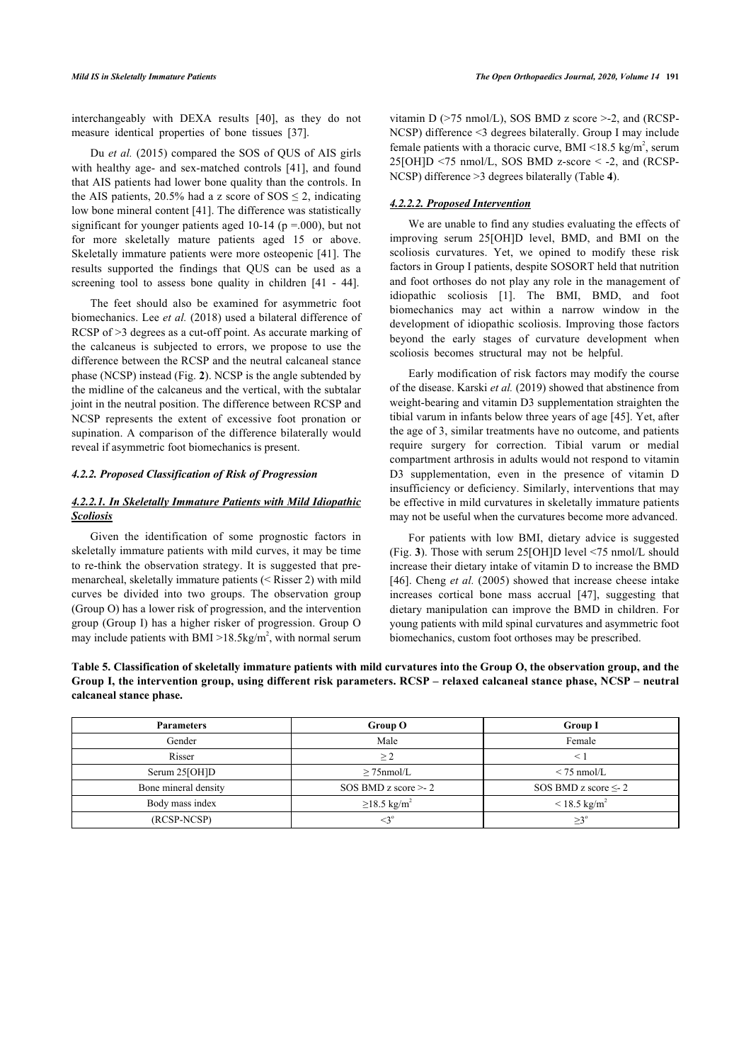interchangeably with DEXA results [40], as they do not measure identical properties of bone tissues [37].

Du *et al.* (2015) compared the SOS of QUS of AIS girls with healthy age- and sex-matched controls [41], and found that AIS patients had lower bone quality than the controls. In the AIS patients, 20.5% had a z score of SOS ≤ 2, indicating low bone mineral content [41]. The difference was statistically significant for younger patients aged 10-14 (p =.000), but not for more skeletally mature patients aged 15 or above. Skeletally immature patients were more osteopenic [41]. The results supported the findings that QUS can be used as a screening tool to assess bone quality in children [41 - 44].

The feet should also be examined for asymmetric foot biomechanics. Lee *et al.* (2018) used a bilateral difference of RCSP of >3 degrees as a cut-off point. As accurate marking of the calcaneus is subjected to errors, we propose to use the difference between the RCSP and the neutral calcaneal stance phase (NCSP) instead (Fig. **2**). NCSP is the angle subtended by the midline of the calcaneus and the vertical, with the subtalar joint in the neutral position. The difference between RCSP and NCSP represents the extent of excessive foot pronation or supination. A comparison of the difference bilaterally would reveal if asymmetric foot biomechanics is present.

#### *4.2.2. Proposed Classification of Risk of Progression*

##### ***4.2.2.1. In Skeletally Immature Patients with Mild Idiopathic Scoliosis***

Given the identification of some prognostic factors in skeletally immature patients with mild curves, it may be time to re-think the observation strategy. It is suggested that pre-menarcheal, skeletally immature patients (< Risser 2) with mild curves be divided into two groups. The observation group (Group O) has a lower risk of progression, and the intervention group (Group I) has a higher risker of progression. Group O may include patients with BMI >18.5kg/m$^2$, with normal serum vitamin D (>75 nmol/L), SOS BMD z score >-2, and (RCSP-NCSP) difference <3 degrees bilaterally. Group I may include female patients with a thoracic curve, BMI <18.5 kg/m$^2$, serum 25[OH]D <75 nmol/L, SOS BMD z-score < -2, and (RCSP-NCSP) difference >3 degrees bilaterally (Table **4**).

##### ***4.2.2.2. Proposed Intervention***

We are unable to find any studies evaluating the effects of improving serum 25[OH]D level, BMD, and BMI on the scoliosis curvatures. Yet, we opined to modify these risk factors in Group I patients, despite SOSORT held that nutrition and foot orthoses do not play any role in the management of idiopathic scoliosis [1]. The BMI, BMD, and foot biomechanics may act within a narrow window in the development of idiopathic scoliosis. Improving those factors beyond the early stages of curvature development when scoliosis becomes structural may not be helpful.

Early modification of risk factors may modify the course of the disease. Karski *et al.* (2019) showed that abstinence from weight-bearing and vitamin D3 supplementation straighten the tibial varum in infants below three years of age [45]. Yet, after the age of 3, similar treatments have no outcome, and patients require surgery for correction. Tibial varum or medial compartment arthrosis in adults would not respond to vitamin D3 supplementation, even in the presence of vitamin D insufficiency or deficiency. Similarly, interventions that may be effective in mild curvatures in skeletally immature patients may not be useful when the curvatures become more advanced.

For patients with low BMI, dietary advice is suggested (Fig. **3**). Those with serum 25[OH]D level <75 nmol/L should increase their dietary intake of vitamin D to increase the BMD [46]. Cheng *et al.* (2005) showed that increase cheese intake increases cortical bone mass accrual [47], suggesting that dietary manipulation can improve the BMD in children. For young patients with mild spinal curvatures and asymmetric foot biomechanics, custom foot orthoses may be prescribed.

**Table 5. Classification of skeletally immature patients with mild curvatures into the Group O, the observation group, and the Group I, the intervention group, using different risk parameters. RCSP – relaxed calcaneal stance phase, NCSP – neutral calcaneal stance phase.**

| Parameters | Group O | Group I |
|---|---|---|
| Gender | Male | Female |
| Risser | ≥ 2 | < 1 |
| Serum 25[OH]D | ≥ 75nmol/L | < 75 nmol/L |
| Bone mineral density | SOS BMD z score >- 2 | SOS BMD z score ≤- 2 |
| Body mass index | ≥18.5 kg/m$^2$ | < 18.5 kg/m$^2$ |
| (RCSP-NCSP) | <3° | ≥3° |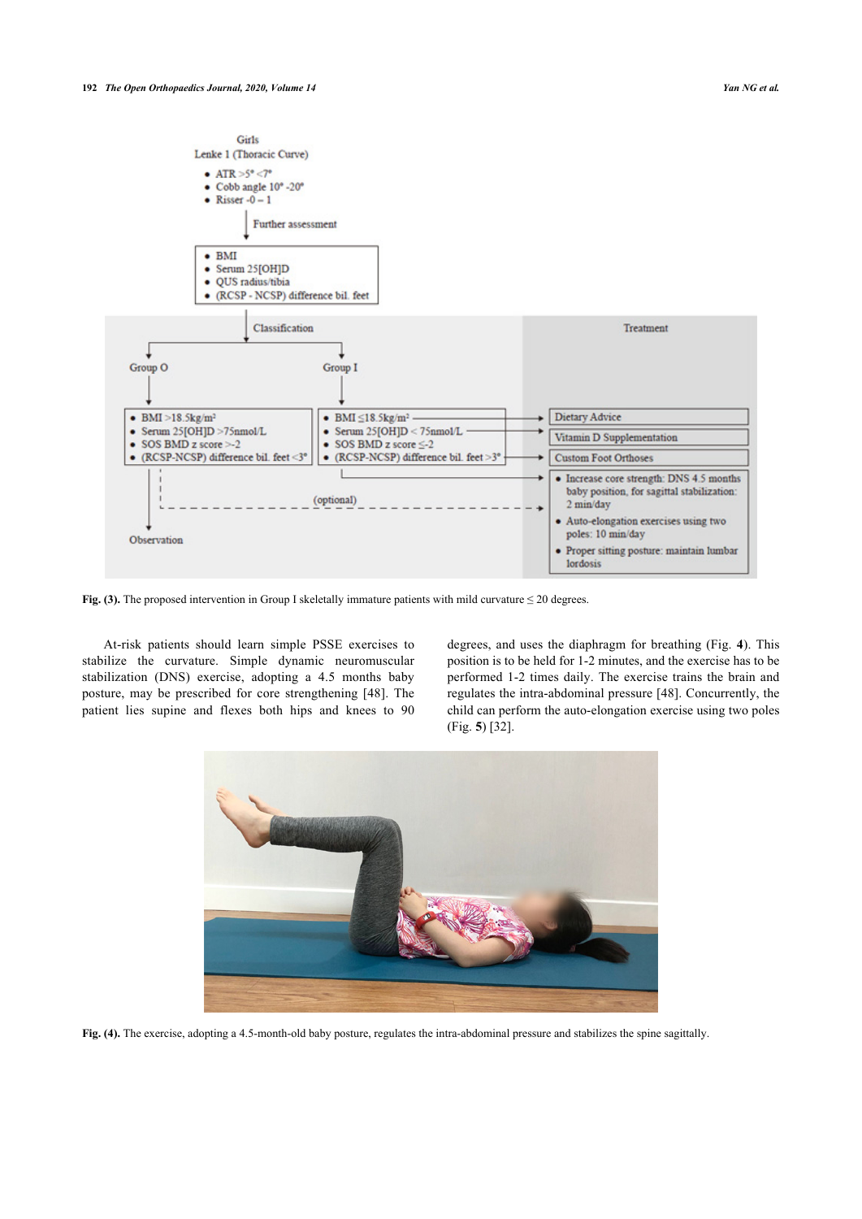Fig. (3). The proposed intervention in Group I skeletally immature patients with mild curvature ≤ 20 degrees.

At-risk patients should learn simple PSSE exercises to stabilize the curvature. Simple dynamic neuromuscular stabilization (DNS) exercise, adopting a 4.5 months baby posture, may be prescribed for core strengthening [48]. The patient lies supine and flexes both hips and knees to 90 degrees, and uses the diaphragm for breathing (Fig. 4). This position is to be held for 1-2 minutes, and the exercise has to be performed 1-2 times daily. The exercise trains the brain and regulates the intra-abdominal pressure [48]. Concurrently, the child can perform the auto-elongation exercise using two poles (Fig. 5) [32].

Fig. (4). The exercise, adopting a 4.5-month-old baby posture, regulates the intra-abdominal pressure and stabilizes the spine sagittally.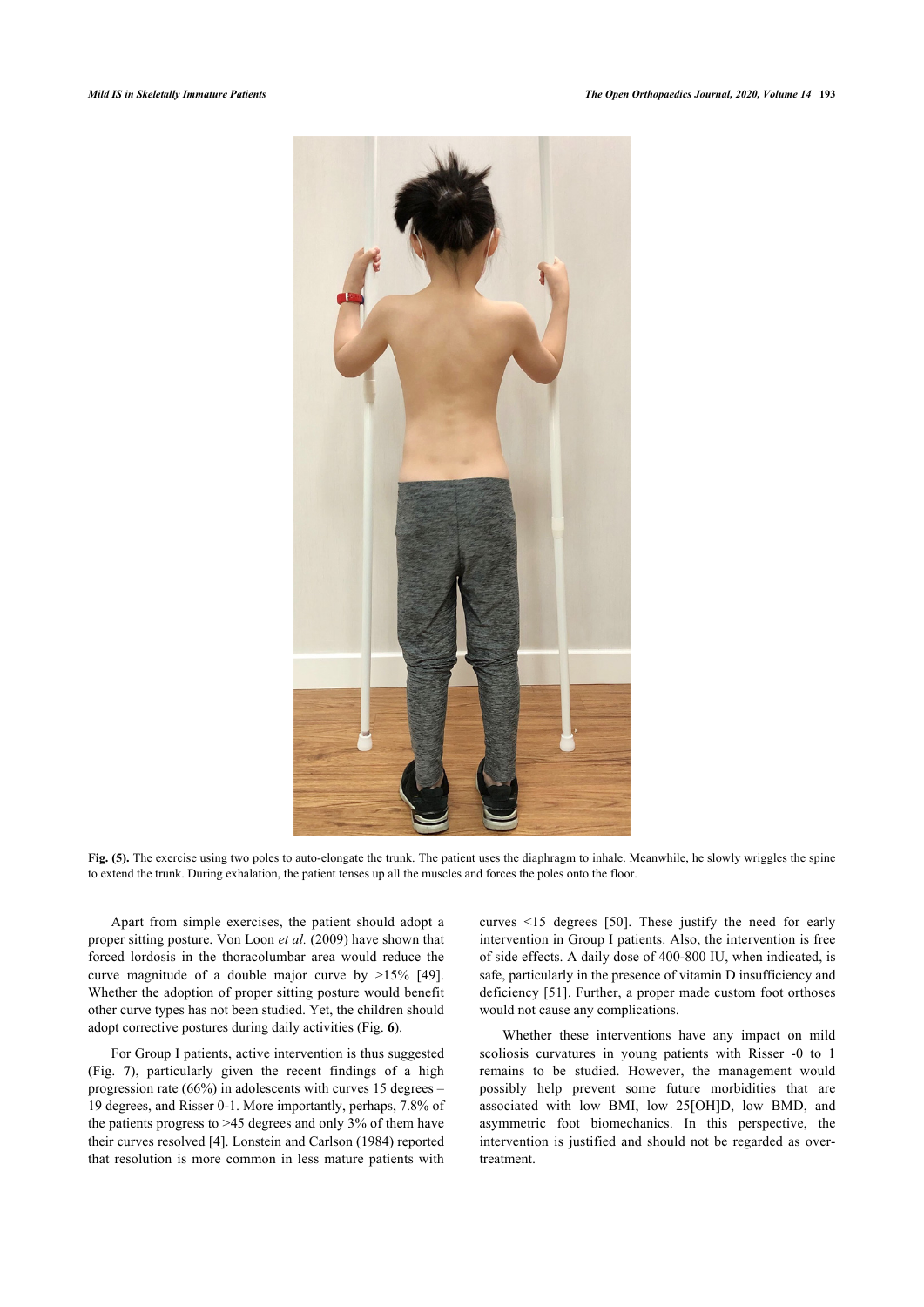**Fig. (5).** The exercise using two poles to auto-elongate the trunk. The patient uses the diaphragm to inhale. Meanwhile, he slowly wriggles the spine to extend the trunk. During exhalation, the patient tenses up all the muscles and forces the poles onto the floor.

Apart from simple exercises, the patient should adopt a proper sitting posture. Von Loon *et al.* (2009) have shown that forced lordosis in the thoracolumbar area would reduce the curve magnitude of a double major curve by >15% [49]. Whether the adoption of proper sitting posture would benefit other curve types has not been studied. Yet, the children should adopt corrective postures during daily activities (Fig. **6**).

For Group I patients, active intervention is thus suggested (Fig. **7**), particularly given the recent findings of a high progression rate (66%) in adolescents with curves 15 degrees – 19 degrees, and Risser 0-1. More importantly, perhaps, 7.8% of the patients progress to >45 degrees and only 3% of them have their curves resolved [4]. Lonstein and Carlson (1984) reported that resolution is more common in less mature patients with curves <15 degrees [50]. These justify the need for early intervention in Group I patients. Also, the intervention is free of side effects. A daily dose of 400-800 IU, when indicated, is safe, particularly in the presence of vitamin D insufficiency and deficiency [51]. Further, a proper made custom foot orthoses would not cause any complications.

Whether these interventions have any impact on mild scoliosis curvatures in young patients with Risser -0 to 1 remains to be studied. However, the management would possibly help prevent some future morbidities that are associated with low BMI, low 25[OH]D, low BMD, and asymmetric foot biomechanics. In this perspective, the intervention is justified and should not be regarded as over-treatment.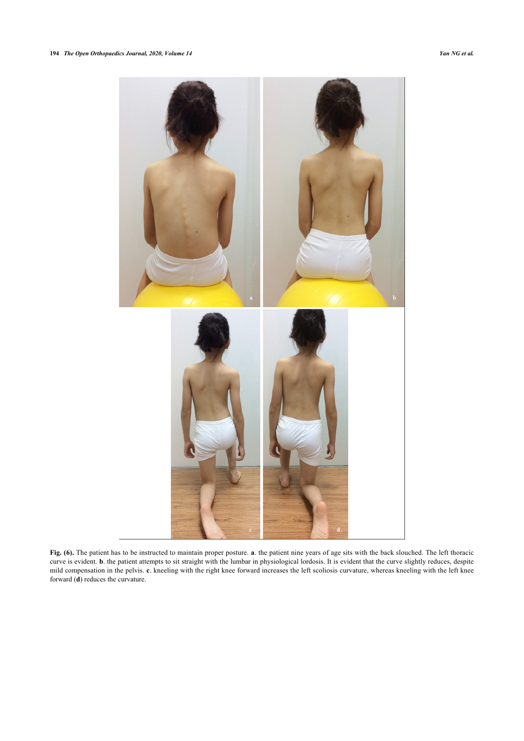**Fig. (6).** The patient has to be instructed to maintain proper posture. **a**. the patient nine years of age sits with the back slouched. The left thoracic curve is evident. **b**. the patient attempts to sit straight with the lumbar in physiological lordosis. It is evident that the curve slightly reduces, despite mild compensation in the pelvis. **c**. kneeling with the right knee forward increases the left scoliosis curvature, whereas kneeling with the left knee forward (**d**) reduces the curvature.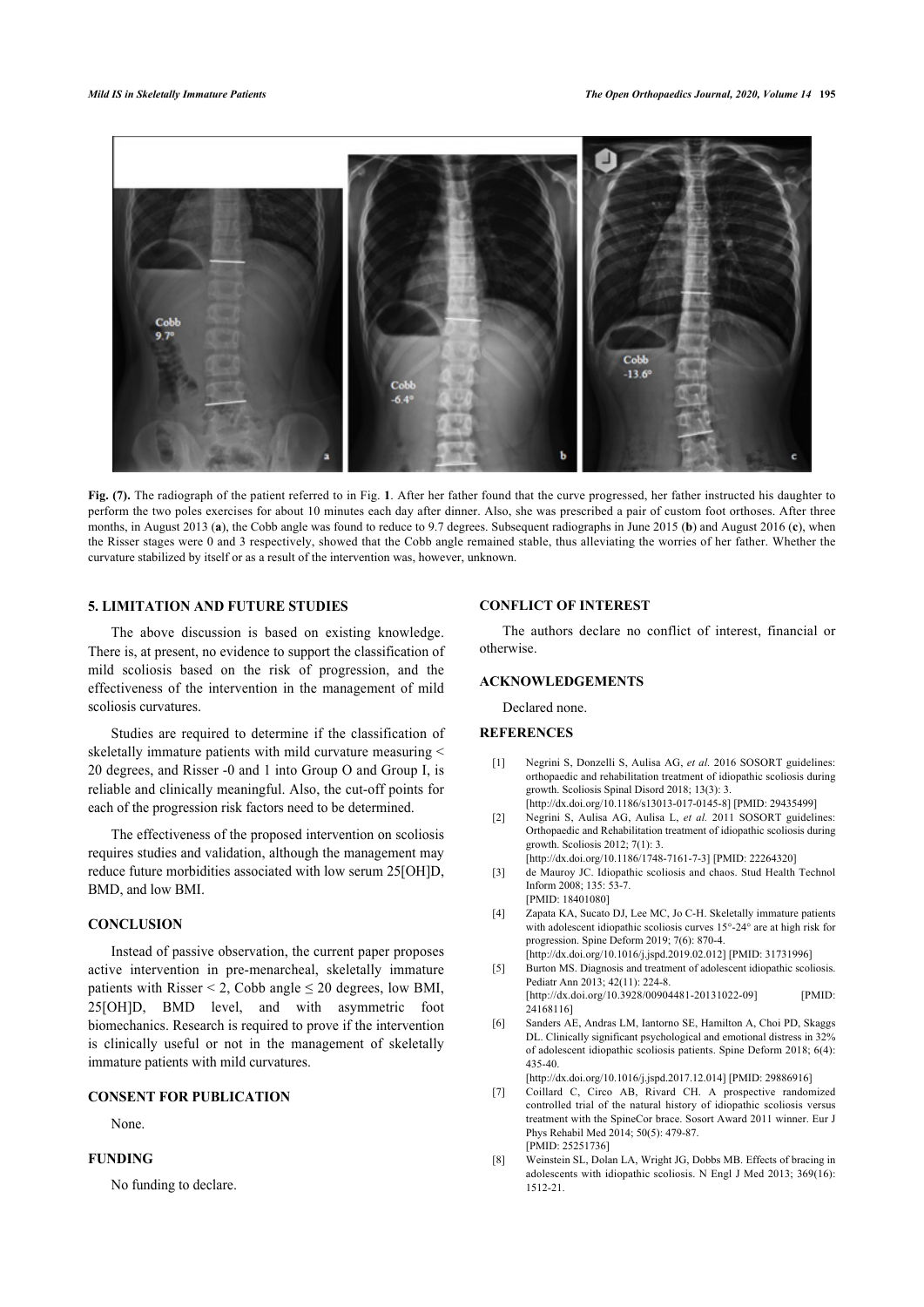Fig. (7). The radiograph of the patient referred to in Fig. 1. After her father found that the curve progressed, her father instructed his daughter to perform the two poles exercises for about 10 minutes each day after dinner. Also, she was prescribed a pair of custom foot orthoses. After three months, in August 2013 (a), the Cobb angle was found to reduce to 9.7 degrees. Subsequent radiographs in June 2015 (b) and August 2016 (c), when the Risser stages were 0 and 3 respectively, showed that the Cobb angle remained stable, thus alleviating the worries of her father. Whether the curvature stabilized by itself or as a result of the intervention was, however, unknown.

## 5. LIMITATION AND FUTURE STUDIES

The above discussion is based on existing knowledge. There is, at present, no evidence to support the classification of mild scoliosis based on the risk of progression, and the effectiveness of the intervention in the management of mild scoliosis curvatures.

Studies are required to determine if the classification of skeletally immature patients with mild curvature measuring < 20 degrees, and Risser -0 and 1 into Group O and Group I, is reliable and clinically meaningful. Also, the cut-off points for each of the progression risk factors need to be determined.

The effectiveness of the proposed intervention on scoliosis requires studies and validation, although the management may reduce future morbidities associated with low serum 25[OH]D, BMD, and low BMI.

## CONCLUSION

Instead of passive observation, the current paper proposes active intervention in pre-menarcheal, skeletally immature patients with Risser < 2, Cobb angle ≤ 20 degrees, low BMI, 25[OH]D, BMD level, and with asymmetric foot biomechanics. Research is required to prove if the intervention is clinically useful or not in the management of skeletally immature patients with mild curvatures.

## CONSENT FOR PUBLICATION

None.

## FUNDING

No funding to declare.

## CONFLICT OF INTEREST

The authors declare no conflict of interest, financial or otherwise.

## ACKNOWLEDGEMENTS

Declared none.

## REFERENCES

[1] Negrini S, Donzelli S, Aulisa AG, *et al.* 2016 SOSORT guidelines: orthopaedic and rehabilitation treatment of idiopathic scoliosis during growth. Scoliosis Spinal Disord 2018; 13(3): 3. [http://dx.doi.org/10.1186/s13013-017-0145-8] [PMID: 29435499]

[2] Negrini S, Aulisa AG, Aulisa L, *et al.* 2011 SOSORT guidelines: Orthopaedic and Rehabilitation treatment of idiopathic scoliosis during growth. Scoliosis 2012; 7(1): 3. [http://dx.doi.org/10.1186/1748-7161-7-3] [PMID: 22264320]

[3] de Mauroy JC. Idiopathic scoliosis and chaos. Stud Health Technol Inform 2008; 135: 53-7. [PMID: 18401080]

[4] Zapata KA, Sucato DJ, Lee MC, Jo C-H. Skeletally immature patients with adolescent idiopathic scoliosis curves 15°-24° are at high risk for progression. Spine Deform 2019; 7(6): 870-4. [http://dx.doi.org/10.1016/j.jspd.2019.02.012] [PMID: 31731996]

[5] Burton MS. Diagnosis and treatment of adolescent idiopathic scoliosis. Pediatr Ann 2013; 42(11): 224-8. [http://dx.doi.org/10.3928/00904481-20131022-09] [PMID: 24168116]

[6] Sanders AE, Andras LM, Iantorno SE, Hamilton A, Choi PD, Skaggs DL. Clinically significant psychological and emotional distress in 32% of adolescent idiopathic scoliosis patients. Spine Deform 2018; 6(4): 435-40. [http://dx.doi.org/10.1016/j.jspd.2017.12.014] [PMID: 29886916]

[7] Coillard C, Circo AB, Rivard CH. A prospective randomized controlled trial of the natural history of idiopathic scoliosis versus treatment with the SpineCor brace. Sosort Award 2011 winner. Eur J Phys Rehabil Med 2014; 50(5): 479-87. [PMID: 25251736]

[8] Weinstein SL, Dolan LA, Wright JG, Dobbs MB. Effects of bracing in adolescents with idiopathic scoliosis. N Engl J Med 2013; 369(16): 1512-21.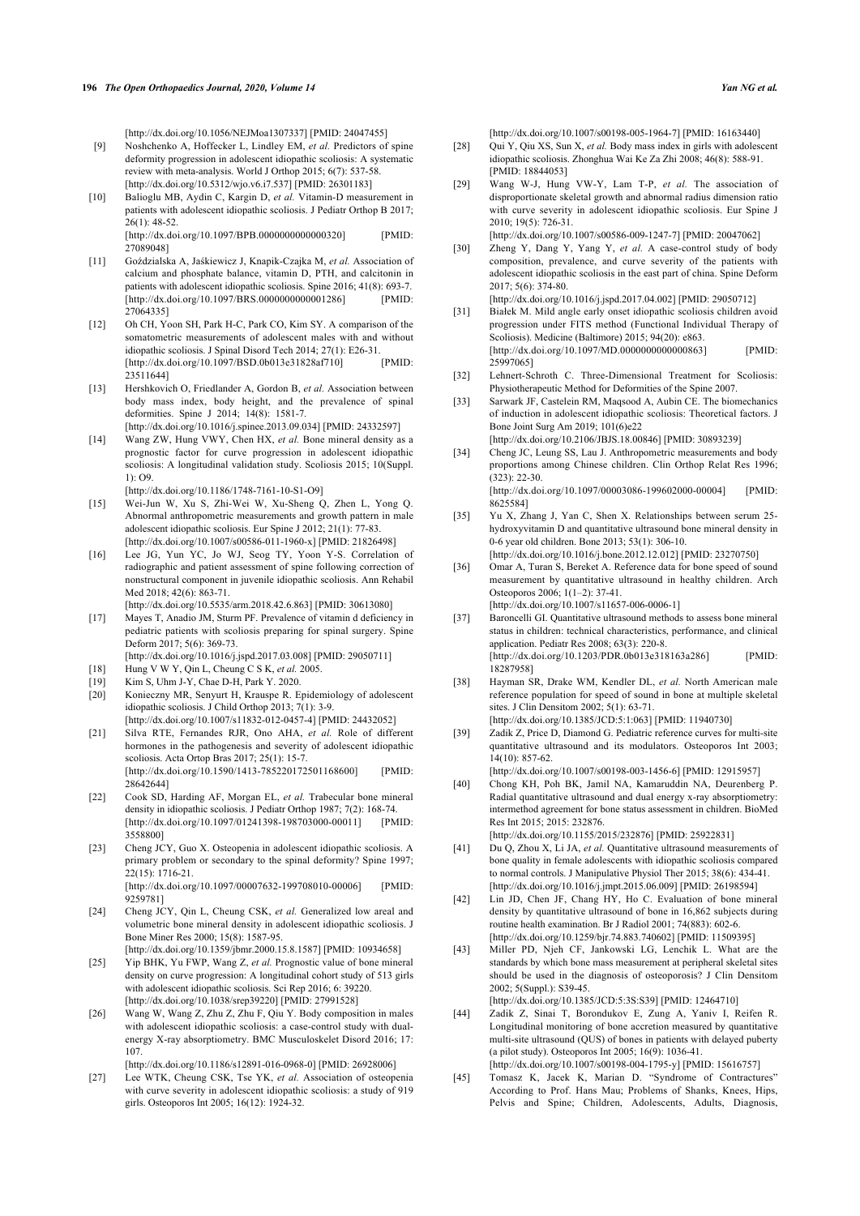[http://dx.doi.org/10.1056/NEJMoa1307337] [PMID: 24047455]

[9] Noshchenko A, Hoffecker L, Lindley EM, *et al.* Predictors of spine deformity progression in adolescent idiopathic scoliosis: A systematic review with meta-analysis. World J Orthop 2015; 6(7): 537-58. [http://dx.doi.org/10.5312/wjo.v6.i7.537] [PMID: 26301183]

[10] Balioglu MB, Aydin C, Kargin D, *et al.* Vitamin-D measurement in patients with adolescent idiopathic scoliosis. J Pediatr Orthop B 2017; 26(1): 48-52. [http://dx.doi.org/10.1097/BPB.0000000000000320] [PMID: 27089048]

[11] Goździalska A, Jaśkiewicz J, Knapik-Czajka M, *et al.* Association of calcium and phosphate balance, vitamin D, PTH, and calcitonin in patients with adolescent idiopathic scoliosis. Spine 2016; 41(8): 693-7. [http://dx.doi.org/10.1097/BRS.0000000000001286] [PMID: 27064335]

[12] Oh CH, Yoon SH, Park H-C, Park CO, Kim SY. A comparison of the somatometric measurements of adolescent males with and without idiopathic scoliosis. J Spinal Disord Tech 2014; 27(1): E26-31. [http://dx.doi.org/10.1097/BSD.0b013e31828af710] [PMID: 23511644]

[13] Hershkovich O, Friedlander A, Gordon B, *et al.* Association between body mass index, body height, and the prevalence of spinal deformities. Spine J 2014; 14(8): 1581-7. [http://dx.doi.org/10.1016/j.spinee.2013.09.034] [PMID: 24332597]

[14] Wang ZW, Hung VWY, Chen HX, *et al.* Bone mineral density as a prognostic factor for curve progression in adolescent idiopathic scoliosis: A longitudinal validation study. Scoliosis 2015; 10(Suppl. 1): O9. [http://dx.doi.org/10.1186/1748-7161-10-S1-O9]

[15] Wei-Jun W, Xu S, Zhi-Wei W, Xu-Sheng Q, Zhen L, Yong Q. Abnormal anthropometric measurements and growth pattern in male adolescent idiopathic scoliosis. Eur Spine J 2012; 21(1): 77-83. [http://dx.doi.org/10.1007/s00586-011-1960-x] [PMID: 21826498]

[16] Lee JG, Yun YC, Jo WJ, Seog TY, Yoon Y-S. Correlation of radiographic and patient assessment of spine following correction of nonstructural component in juvenile idiopathic scoliosis. Ann Rehabil Med 2018; 42(6): 863-71. [http://dx.doi.org/10.5535/arm.2018.42.6.863] [PMID: 30613080]

[17] Mayes T, Anadio JM, Sturm PF. Prevalence of vitamin d deficiency in pediatric patients with scoliosis preparing for spinal surgery. Spine Deform 2017; 5(6): 369-73. [http://dx.doi.org/10.1016/j.jspd.2017.03.008] [PMID: 29050711]

[18] Hung V W Y, Qin L, Cheung C S K, *et al.* 2005.

[19] Kim S, Uhm J-Y, Chae D-H, Park Y. 2020.

[20] Konieczny MR, Senyurt H, Krauspe R. Epidemiology of adolescent idiopathic scoliosis. J Child Orthop 2013; 7(1): 3-9. [http://dx.doi.org/10.1007/s11832-012-0457-4] [PMID: 24432052]

[21] Silva RTE, Fernandes RJR, Ono AHA, *et al.* Role of different hormones in the pathogenesis and severity of adolescent idiopathic scoliosis. Acta Ortop Bras 2017; 25(1): 15-7. [http://dx.doi.org/10.1590/1413-785220172501168600] [PMID: 28642644]

[22] Cook SD, Harding AF, Morgan EL, *et al.* Trabecular bone mineral density in idiopathic scoliosis. J Pediatr Orthop 1987; 7(2): 168-74. [http://dx.doi.org/10.1097/01241398-198703000-00011] [PMID: 3558800]

[23] Cheng JCY, Guo X. Osteopenia in adolescent idiopathic scoliosis. A primary problem or secondary to the spinal deformity? Spine 1997; 22(15): 1716-21. [http://dx.doi.org/10.1097/00007632-199708010-00006] [PMID: 9259781]

[24] Cheng JCY, Qin L, Cheung CSK, *et al.* Generalized low areal and volumetric bone mineral density in adolescent idiopathic scoliosis. J Bone Miner Res 2000; 15(8): 1587-95. [http://dx.doi.org/10.1359/jbmr.2000.15.8.1587] [PMID: 10934658]

[25] Yip BHK, Yu FWP, Wang Z, *et al.* Prognostic value of bone mineral density on curve progression: A longitudinal cohort study of 513 girls with adolescent idiopathic scoliosis. Sci Rep 2016; 6: 39220. [http://dx.doi.org/10.1038/srep39220] [PMID: 27991528]

[26] Wang W, Wang Z, Zhu Z, Zhu F, Qiu Y. Body composition in males with adolescent idiopathic scoliosis: a case-control study with dual-energy X-ray absorptiometry. BMC Musculoskelet Disord 2016; 17: 107. [http://dx.doi.org/10.1186/s12891-016-0968-0] [PMID: 26928006]

[27] Lee WTK, Cheung CSK, Tse YK, *et al.* Association of osteopenia with curve severity in adolescent idiopathic scoliosis: a study of 919 girls. Osteoporos Int 2005; 16(12): 1924-32. [http://dx.doi.org/10.1007/s00198-005-1964-7] [PMID: 16163440]

[28] Qui Y, Qiu XS, Sun X, *et al.* Body mass index in girls with adolescent idiopathic scoliosis. Zhonghua Wai Ke Za Zhi 2008; 46(8): 588-91. [PMID: 18844053]

[29] Wang W-J, Hung VW-Y, Lam T-P, *et al.* The association of disproportionate skeletal growth and abnormal radius dimension ratio with curve severity in adolescent idiopathic scoliosis. Eur Spine J 2010; 19(5): 726-31. [http://dx.doi.org/10.1007/s00586-009-1247-7] [PMID: 20047062]

[30] Zheng Y, Dang Y, Yang Y, *et al.* A case-control study of body composition, prevalence, and curve severity of the patients with adolescent idiopathic scoliosis in the east part of china. Spine Deform 2017; 5(6): 374-80. [http://dx.doi.org/10.1016/j.jspd.2017.04.002] [PMID: 29050712]

[31] Białek M. Mild angle early onset idiopathic scoliosis children avoid progression under FITS method (Functional Individual Therapy of Scoliosis). Medicine (Baltimore) 2015; 94(20): e863. [http://dx.doi.org/10.1097/MD.0000000000000863] [PMID: 25997065]

[32] Lehnert-Schroth C. Three-Dimensional Treatment for Scoliosis: Physiotherapeutic Method for Deformities of the Spine 2007.

[33] Sarwark JF, Castelein RM, Maqsood A, Aubin CE. The biomechanics of induction in adolescent idiopathic scoliosis: Theoretical factors. J Bone Joint Surg Am 2019; 101(6)e22 [http://dx.doi.org/10.2106/JBJS.18.00846] [PMID: 30893239]

[34] Cheng JC, Leung SS, Lau J. Anthropometric measurements and body proportions among Chinese children. Clin Orthop Relat Res 1996; (323): 22-30. [http://dx.doi.org/10.1097/00003086-199602000-00004] [PMID: 8625584]

[35] Yu X, Zhang J, Yan C, Shen X. Relationships between serum 25-hydroxyvitamin D and quantitative ultrasound bone mineral density in 0-6 year old children. Bone 2013; 53(1): 306-10. [http://dx.doi.org/10.1016/j.bone.2012.12.012] [PMID: 23270750]

[36] Omar A, Turan S, Bereket A. Reference data for bone speed of sound measurement by quantitative ultrasound in healthy children. Arch Osteoporos 2006; 1(1–2): 37-41. [http://dx.doi.org/10.1007/s11657-006-0006-1]

[37] Baroncelli GI. Quantitative ultrasound methods to assess bone mineral status in children: technical characteristics, performance, and clinical application. Pediatr Res 2008; 63(3): 220-8. [http://dx.doi.org/10.1203/PDR.0b013e318163a286] [PMID: 18287958]

[38] Hayman SR, Drake WM, Kendler DL, *et al.* North American male reference population for speed of sound in bone at multiple skeletal sites. J Clin Densitom 2002; 5(1): 63-71. [http://dx.doi.org/10.1385/JCD:5:1:063] [PMID: 11940730]

[39] Zadik Z, Price D, Diamond G. Pediatric reference curves for multi-site quantitative ultrasound and its modulators. Osteoporos Int 2003; 14(10): 857-62. [http://dx.doi.org/10.1007/s00198-003-1456-6] [PMID: 12915957]

[40] Chong KH, Poh BK, Jamil NA, Kamaruddin NA, Deurenberg P. Radial quantitative ultrasound and dual energy x-ray absorptiometry: intermethod agreement for bone status assessment in children. BioMed Res Int 2015; 2015: 232876. [http://dx.doi.org/10.1155/2015/232876] [PMID: 25922831]

[41] Du Q, Zhou X, Li JA, *et al.* Quantitative ultrasound measurements of bone quality in female adolescents with idiopathic scoliosis compared to normal controls. J Manipulative Physiol Ther 2015; 38(6): 434-41. [http://dx.doi.org/10.1016/j.jmpt.2015.06.009] [PMID: 26198594]

[42] Lin JD, Chen JF, Chang HY, Ho C. Evaluation of bone mineral density by quantitative ultrasound of bone in 16,862 subjects during routine health examination. Br J Radiol 2001; 74(883): 602-6. [http://dx.doi.org/10.1259/bjr.74.883.740602] [PMID: 11509395]

[43] Miller PD, Njeh CF, Jankowski LG, Lenchik L. What are the standards by which bone mass measurement at peripheral skeletal sites should be used in the diagnosis of osteoporosis? J Clin Densitom 2002; 5(Suppl.): S39-45. [http://dx.doi.org/10.1385/JCD:5:3S:S39] [PMID: 12464710]

[44] Zadik Z, Sinai T, Borondukov E, Zung A, Yaniv I, Reifen R. Longitudinal monitoring of bone accretion measured by quantitative multi-site ultrasound (QUS) of bones in patients with delayed puberty (a pilot study). Osteoporos Int 2005; 16(9): 1036-41. [http://dx.doi.org/10.1007/s00198-004-1795-y] [PMID: 15616757]

[45] Tomasz K, Jacek K, Marian D. "Syndrome of Contractures" According to Prof. Hans Mau; Problems of Shanks, Knees, Hips, Pelvis and Spine; Children, Adolescents, Adults, Diagnosis,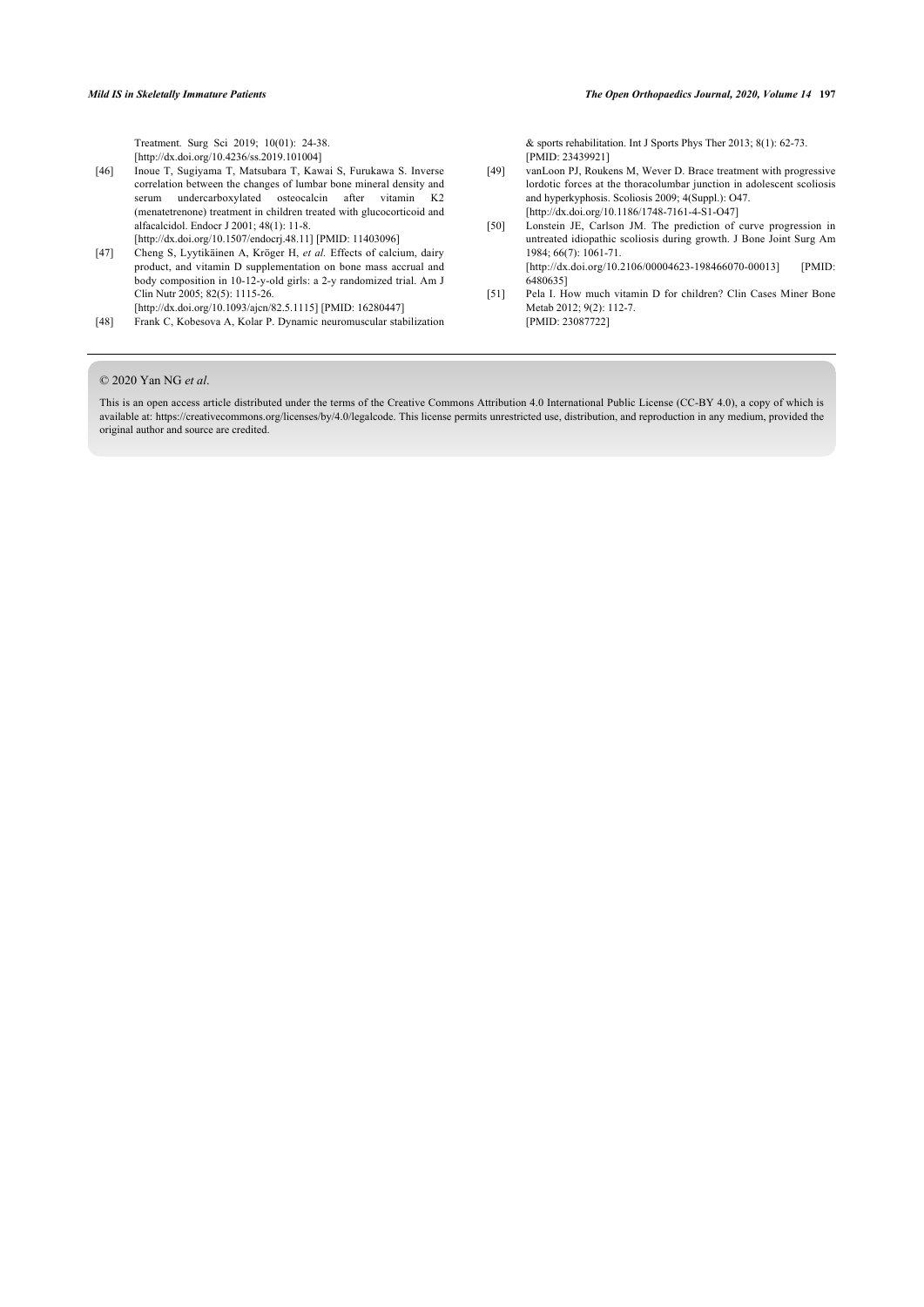Treatment. Surg Sci 2019; 10(01): 24-38. [http://dx.doi.org/10.4236/ss.2019.101004]

[46] Inoue T, Sugiyama T, Matsubara T, Kawai S, Furukawa S. Inverse correlation between the changes of lumbar bone mineral density and serum undercarboxylated osteocalcin after vitamin K2 (menatetrenone) treatment in children treated with glucocorticoid and alfacalcidol. Endocr J 2001; 48(1): 11-8. [http://dx.doi.org/10.1507/endocrj.48.11] [PMID: 11403096]

[47] Cheng S, Lyytikäinen A, Kröger H, *et al.* Effects of calcium, dairy product, and vitamin D supplementation on bone mass accrual and body composition in 10-12-y-old girls: a 2-y randomized trial. Am J Clin Nutr 2005; 82(5): 1115-26. [http://dx.doi.org/10.1093/ajcn/82.5.1115] [PMID: 16280447]

[48] Frank C, Kobesova A, Kolar P. Dynamic neuromuscular stabilization & sports rehabilitation. Int J Sports Phys Ther 2013; 8(1): 62-73. [PMID: 23439921]

[49] vanLoon PJ, Roukens M, Wever D. Brace treatment with progressive lordotic forces at the thoracolumbar junction in adolescent scoliosis and hyperkyphosis. Scoliosis 2009; 4(Suppl.): O47. [http://dx.doi.org/10.1186/1748-7161-4-S1-O47]

[50] Lonstein JE, Carlson JM. The prediction of curve progression in untreated idiopathic scoliosis during growth. J Bone Joint Surg Am 1984; 66(7): 1061-71. [http://dx.doi.org/10.2106/00004623-198466070-00013] [PMID: 6480635]

[51] Pela I. How much vitamin D for children? Clin Cases Miner Bone Metab 2012; 9(2): 112-7. [PMID: 23087722]

© 2020 Yan NG *et al*.

This is an open access article distributed under the terms of the Creative Commons Attribution 4.0 International Public License (CC-BY 4.0), a copy of which is available at: https://creativecommons.org/licenses/by/4.0/legalcode. This license permits unrestricted use, distribution, and reproduction in any medium, provided the original author and source are credited.